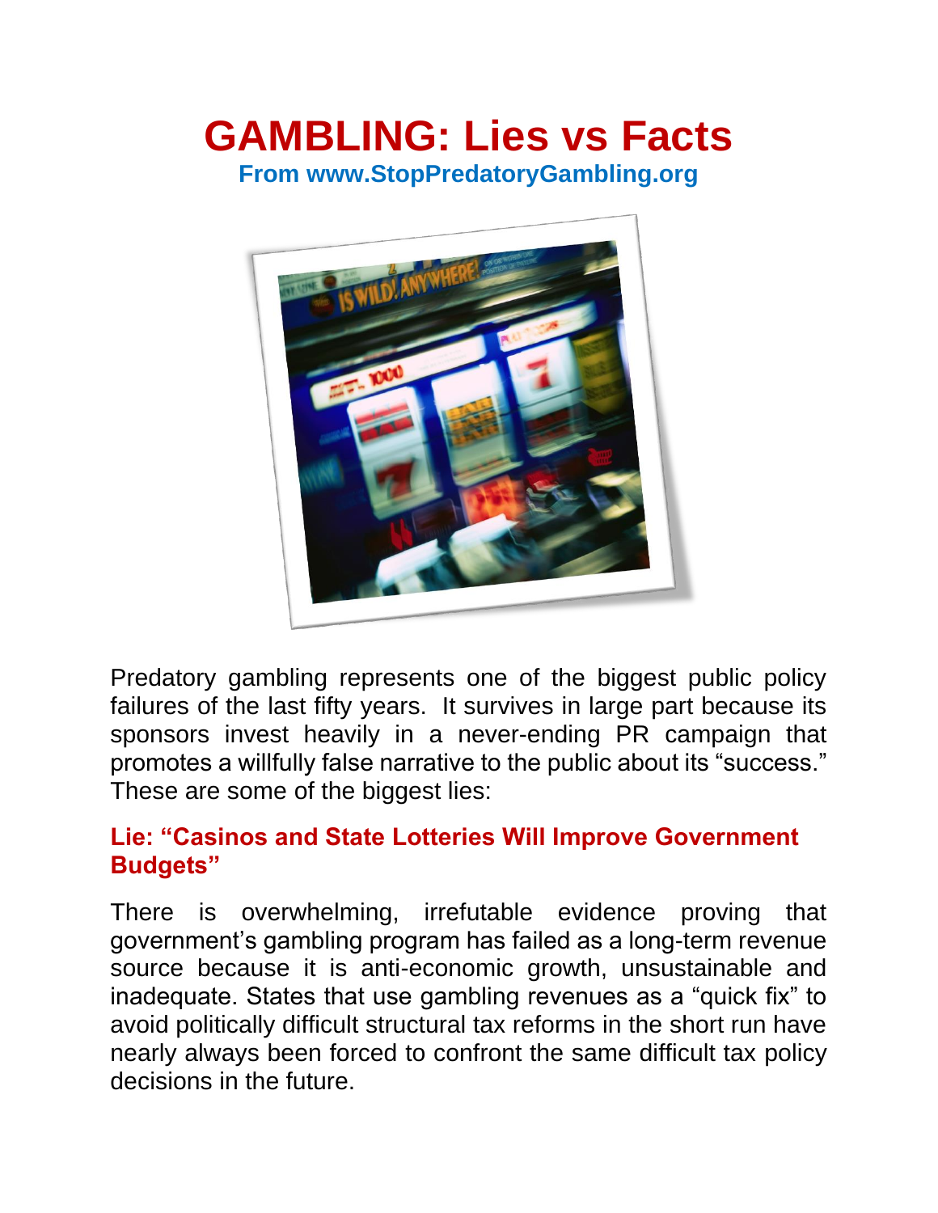# GAMBLING: Lies vs Facts

**From www.StopPredatoryGambling.org**

Predatory gambling represents one of the biggest public policy failures of the last fifty years. It survives in large part because its sponsors invest heavily in a never-ending PR campaign that promotes a willfully false narrative to the public about its "success." These are some of the biggest lies:

## Lie: "Casinos and State Lotteries Will Improve Government Budgets"

There is overwhelming, irrefutable evidence proving that government's gambling program has failed as a long-term revenue source because it is anti-economic growth, unsustainable and inadequate. States that use gambling revenues as a "quick fix" to avoid politically difficult structural tax reforms in the short run have nearly always been forced to confront the same difficult tax policy decisions in the future.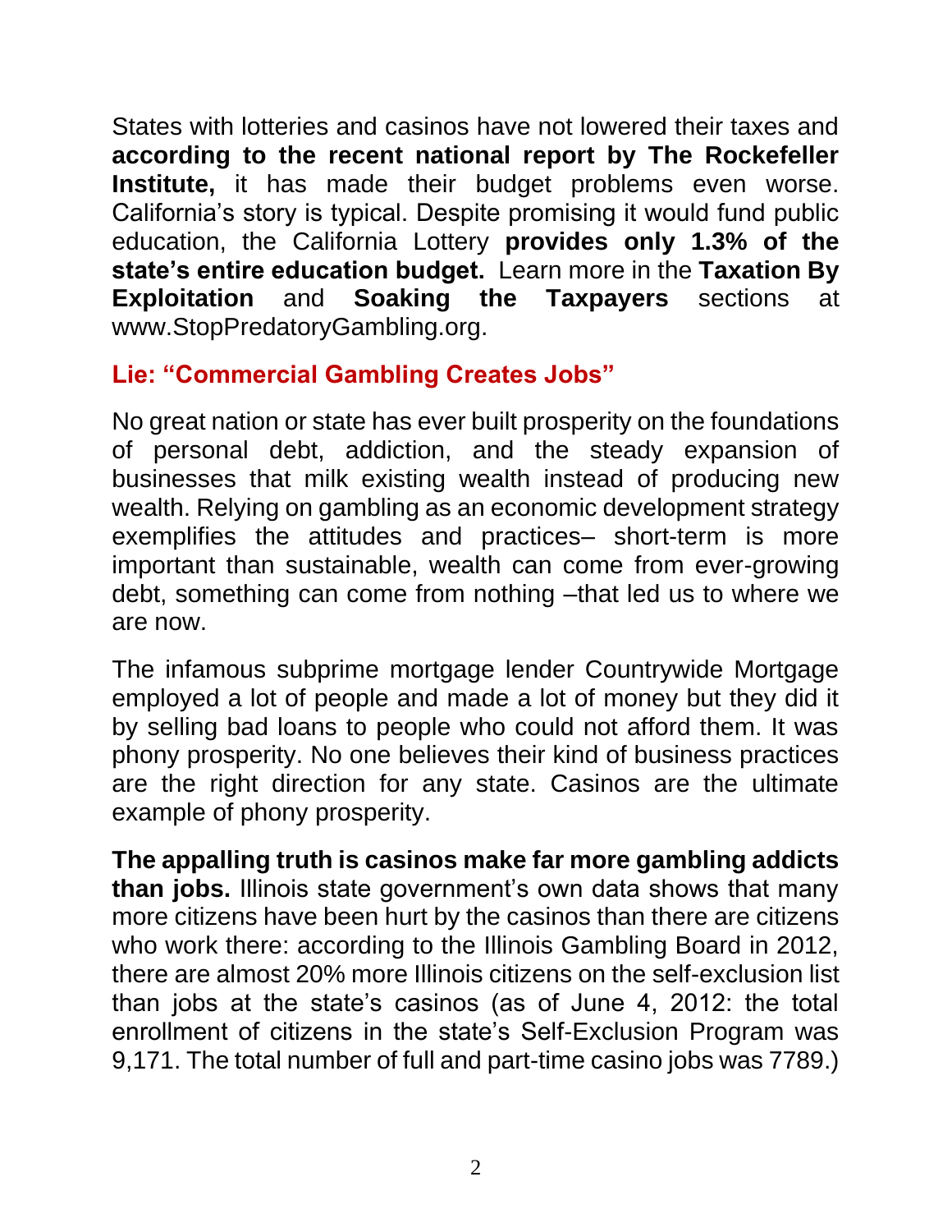States with lotteries and casinos have not lowered their taxes and **according to the recent national report by The Rockefeller Institute,** it has made their budget problems even worse. California's story is typical. Despite promising it would fund public education, the California Lottery **provides only 1.3% of the state's entire education budget.** Learn more in the **Taxation By Exploitation** and **Soaking the Taxpayers** sections at www.StopPredatoryGambling.org.

## Lie: "Commercial Gambling Creates Jobs"

No great nation or state has ever built prosperity on the foundations of personal debt, addiction, and the steady expansion of businesses that milk existing wealth instead of producing new wealth. Relying on gambling as an economic development strategy exemplifies the attitudes and practices– short-term is more important than sustainable, wealth can come from ever-growing debt, something can come from nothing –that led us to where we are now.

The infamous subprime mortgage lender Countrywide Mortgage employed a lot of people and made a lot of money but they did it by selling bad loans to people who could not afford them. It was phony prosperity. No one believes their kind of business practices are the right direction for any state. Casinos are the ultimate example of phony prosperity.

**The appalling truth is casinos make far more gambling addicts than jobs.** Illinois state government's own data shows that many more citizens have been hurt by the casinos than there are citizens who work there: according to the Illinois Gambling Board in 2012, there are almost 20% more Illinois citizens on the self-exclusion list than jobs at the state's casinos (as of June 4, 2012: the total enrollment of citizens in the state's Self-Exclusion Program was 9,171. The total number of full and part-time casino jobs was 7789.)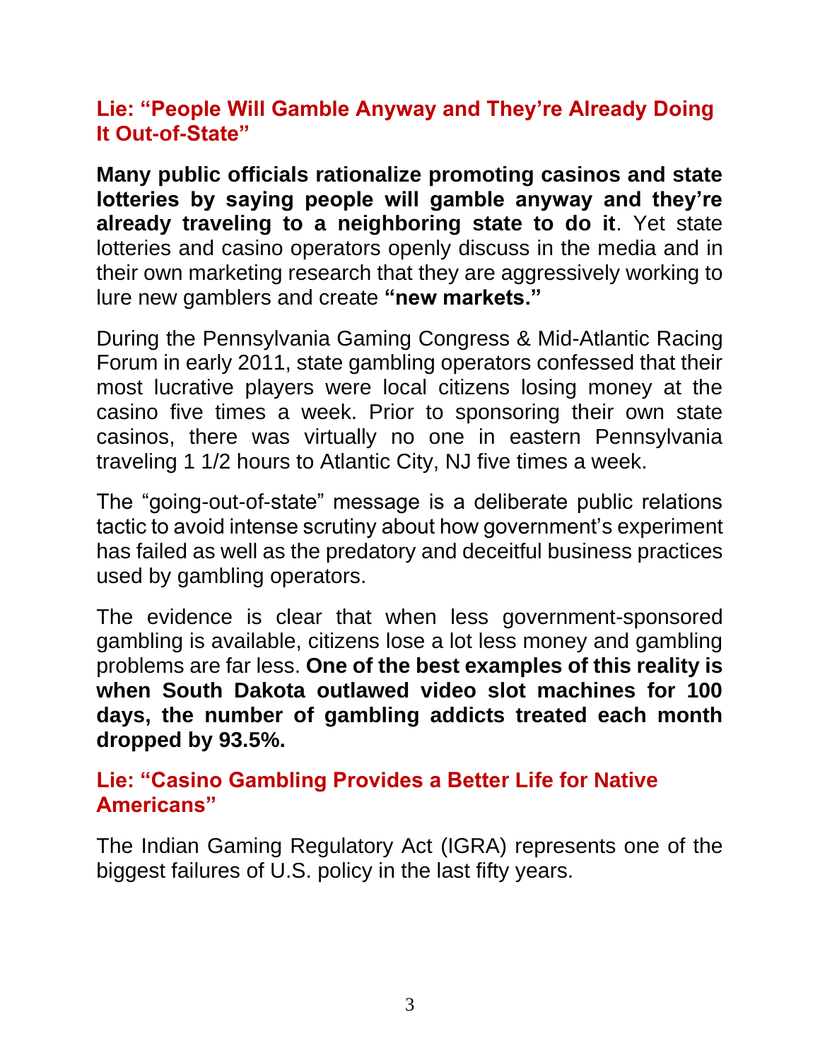## Lie: "People Will Gamble Anyway and They're Already Doing It Out-of-State"

**Many public officials rationalize promoting casinos and state lotteries by saying people will gamble anyway and they're already traveling to a neighboring state to do it**. Yet state lotteries and casino operators openly discuss in the media and in their own marketing research that they are aggressively working to lure new gamblers and create **"new markets."**

During the Pennsylvania Gaming Congress & Mid-Atlantic Racing Forum in early 2011, state gambling operators confessed that their most lucrative players were local citizens losing money at the casino five times a week. Prior to sponsoring their own state casinos, there was virtually no one in eastern Pennsylvania traveling 1 1/2 hours to Atlantic City, NJ five times a week.

The "going-out-of-state" message is a deliberate public relations tactic to avoid intense scrutiny about how government's experiment has failed as well as the predatory and deceitful business practices used by gambling operators.

The evidence is clear that when less government-sponsored gambling is available, citizens lose a lot less money and gambling problems are far less. **One of the best examples of this reality is when South Dakota outlawed video slot machines for 100 days, the number of gambling addicts treated each month dropped by 93.5%.**

## Lie: "Casino Gambling Provides a Better Life for Native Americans"

The Indian Gaming Regulatory Act (IGRA) represents one of the biggest failures of U.S. policy in the last fifty years.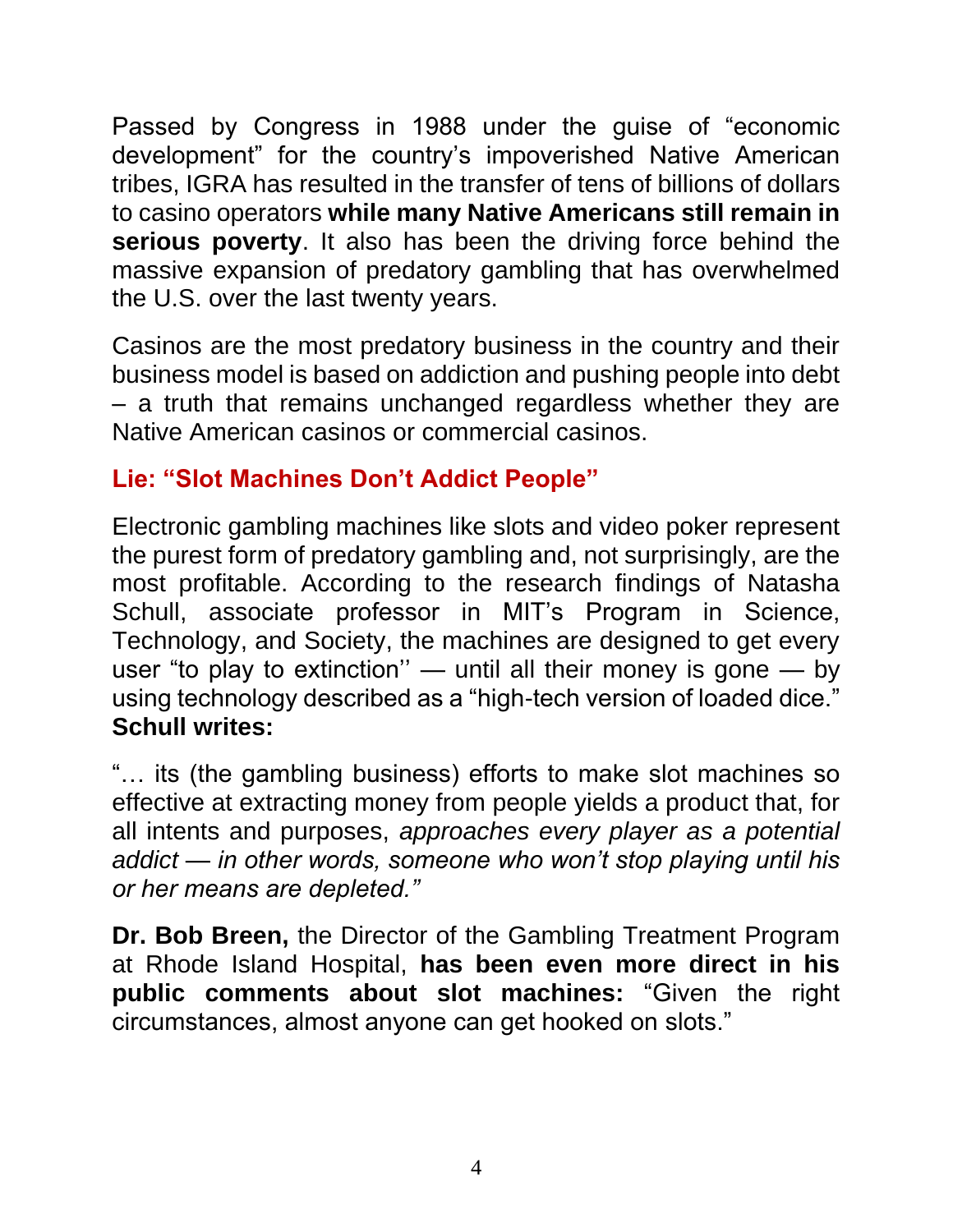Passed by Congress in 1988 under the guise of "economic development" for the country's impoverished Native American tribes, IGRA has resulted in the transfer of tens of billions of dollars to casino operators **while many Native Americans still remain in serious poverty**. It also has been the driving force behind the massive expansion of predatory gambling that has overwhelmed the U.S. over the last twenty years.

Casinos are the most predatory business in the country and their business model is based on addiction and pushing people into debt – a truth that remains unchanged regardless whether they are Native American casinos or commercial casinos.

### Lie: "Slot Machines Don't Addict People"

Electronic gambling machines like slots and video poker represent the purest form of predatory gambling and, not surprisingly, are the most profitable. According to the research findings of Natasha Schull, associate professor in MIT's Program in Science, Technology, and Society, the machines are designed to get every user "to play to extinction'' — until all their money is gone — by using technology described as a "high-tech version of loaded dice." **Schull writes:**

"… its (the gambling business) efforts to make slot machines so effective at extracting money from people yields a product that, for all intents and purposes, *approaches every player as a potential addict — in other words, someone who won't stop playing until his or her means are depleted."*

**Dr. Bob Breen,** the Director of the Gambling Treatment Program at Rhode Island Hospital, **has been even more direct in his public comments about slot machines:** "Given the right circumstances, almost anyone can get hooked on slots."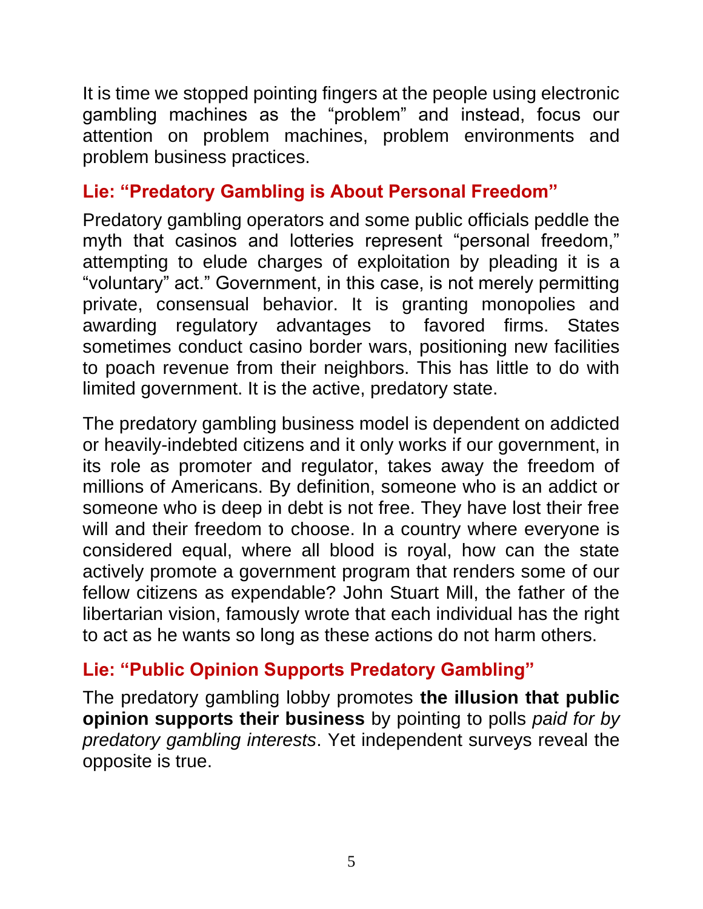It is time we stopped pointing fingers at the people using electronic gambling machines as the "problem" and instead, focus our attention on problem machines, problem environments and problem business practices.

## Lie: "Predatory Gambling is About Personal Freedom"

Predatory gambling operators and some public officials peddle the myth that casinos and lotteries represent "personal freedom," attempting to elude charges of exploitation by pleading it is a "voluntary" act." Government, in this case, is not merely permitting private, consensual behavior. It is granting monopolies and awarding regulatory advantages to favored firms. States sometimes conduct casino border wars, positioning new facilities to poach revenue from their neighbors. This has little to do with limited government. It is the active, predatory state.

The predatory gambling business model is dependent on addicted or heavily-indebted citizens and it only works if our government, in its role as promoter and regulator, takes away the freedom of millions of Americans. By definition, someone who is an addict or someone who is deep in debt is not free. They have lost their free will and their freedom to choose. In a country where everyone is considered equal, where all blood is royal, how can the state actively promote a government program that renders some of our fellow citizens as expendable? John Stuart Mill, the father of the libertarian vision, famously wrote that each individual has the right to act as he wants so long as these actions do not harm others.

## Lie: "Public Opinion Supports Predatory Gambling"

The predatory gambling lobby promotes **the illusion that public opinion supports their business** by pointing to polls *paid for by predatory gambling interests*. Yet independent surveys reveal the opposite is true.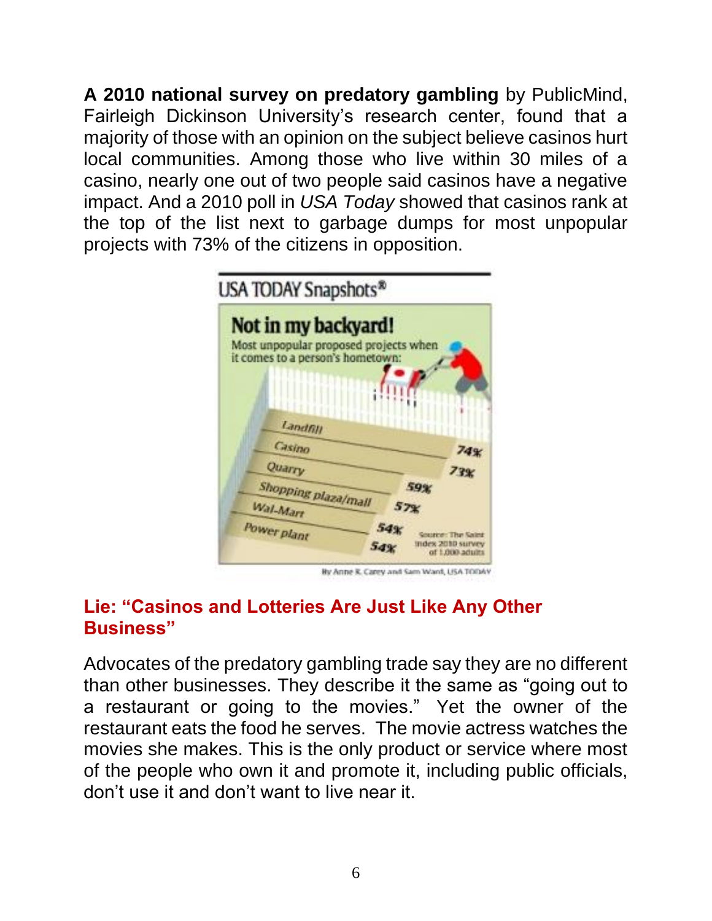**A 2010 national survey on predatory gambling** by PublicMind, Fairleigh Dickinson University's research center, found that a majority of those with an opinion on the subject believe casinos hurt local communities. Among those who live within 30 miles of a casino, nearly one out of two people said casinos have a negative impact. And a 2010 poll in *USA Today* showed that casinos rank at the top of the list next to garbage dumps for most unpopular projects with 73% of the citizens in opposition.

USA TODAY Snapshots®

**Not in my backyard!**

Most unpopular proposed projects when it comes to a person's hometown:

| Project | Percent |
| --- | --- |
| Landfill | 74% |
| Casino | 73% |
| Quarry | 59% |
| Shopping plaza/mall | 57% |
| Wal-Mart | 54% |
| Power plant | 54% |

Source: The Saint Index 2010 survey of 1,000 adults

By Anne R. Carey and Sam Ward, USA TODAY

## Lie: "Casinos and Lotteries Are Just Like Any Other Business"

Advocates of the predatory gambling trade say they are no different than other businesses. They describe it the same as "going out to a restaurant or going to the movies." Yet the owner of the restaurant eats the food he serves. The movie actress watches the movies she makes. This is the only product or service where most of the people who own it and promote it, including public officials, don't use it and don't want to live near it.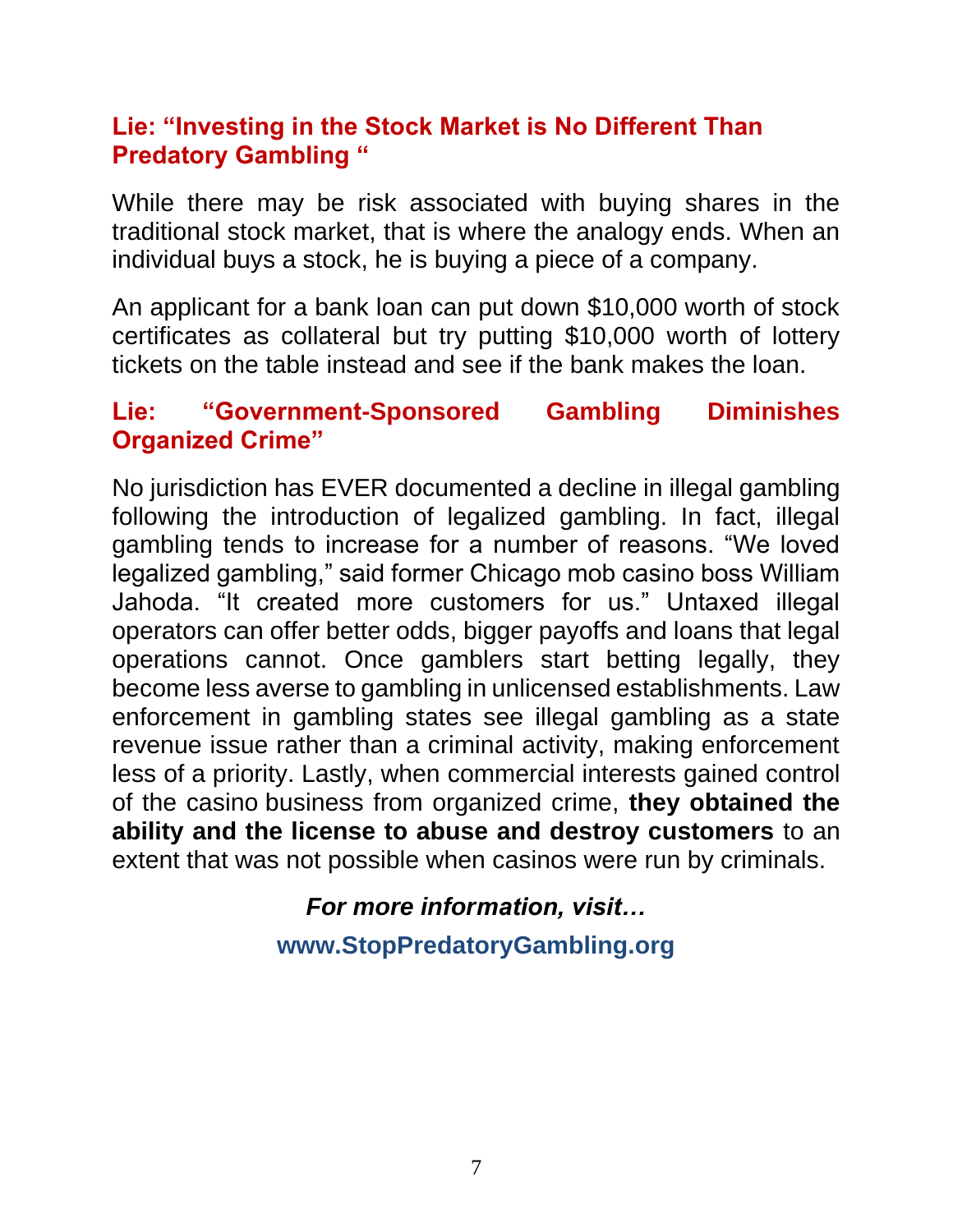## Lie: “Investing in the Stock Market is No Different Than Predatory Gambling “

While there may be risk associated with buying shares in the traditional stock market, that is where the analogy ends. When an individual buys a stock, he is buying a piece of a company.

An applicant for a bank loan can put down $10,000 worth of stock certificates as collateral but try putting $10,000 worth of lottery tickets on the table instead and see if the bank makes the loan.

## Lie: “Government-Sponsored Gambling Diminishes Organized Crime”

No jurisdiction has EVER documented a decline in illegal gambling following the introduction of legalized gambling. In fact, illegal gambling tends to increase for a number of reasons. “We loved legalized gambling,” said former Chicago mob casino boss William Jahoda. “It created more customers for us.” Untaxed illegal operators can offer better odds, bigger payoffs and loans that legal operations cannot. Once gamblers start betting legally, they become less averse to gambling in unlicensed establishments. Law enforcement in gambling states see illegal gambling as a state revenue issue rather than a criminal activity, making enforcement less of a priority. Lastly, when commercial interests gained control of the casino business from organized crime, **they obtained the ability and the license to abuse and destroy customers** to an extent that was not possible when casinos were run by criminals.

***For more information, visit…***

**www.StopPredatoryGambling.org**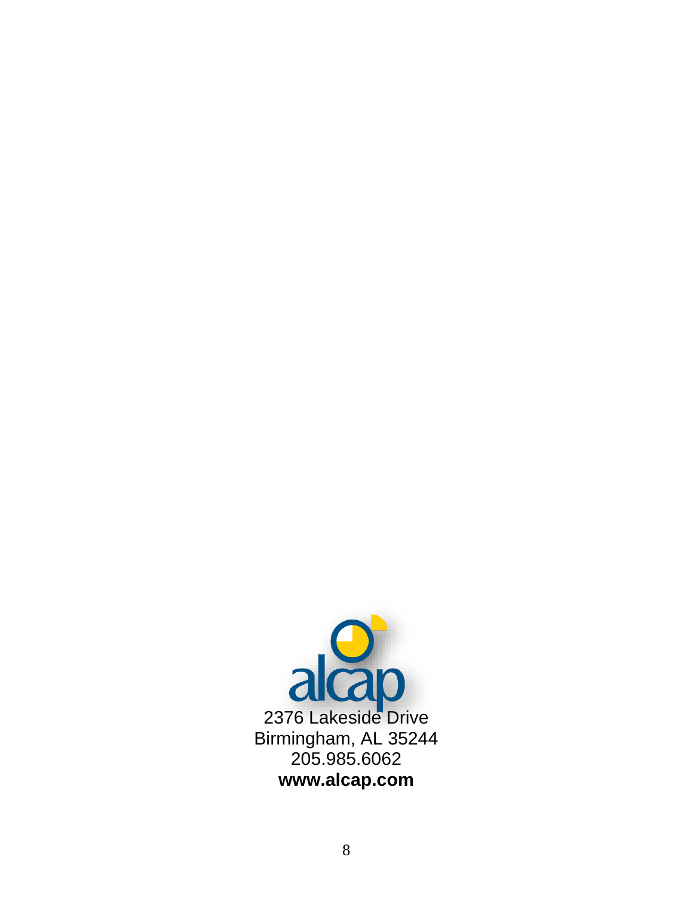alcap

2376 Lakeside Drive
Birmingham, AL 35244
205.985.6062
**www.alcap.com**